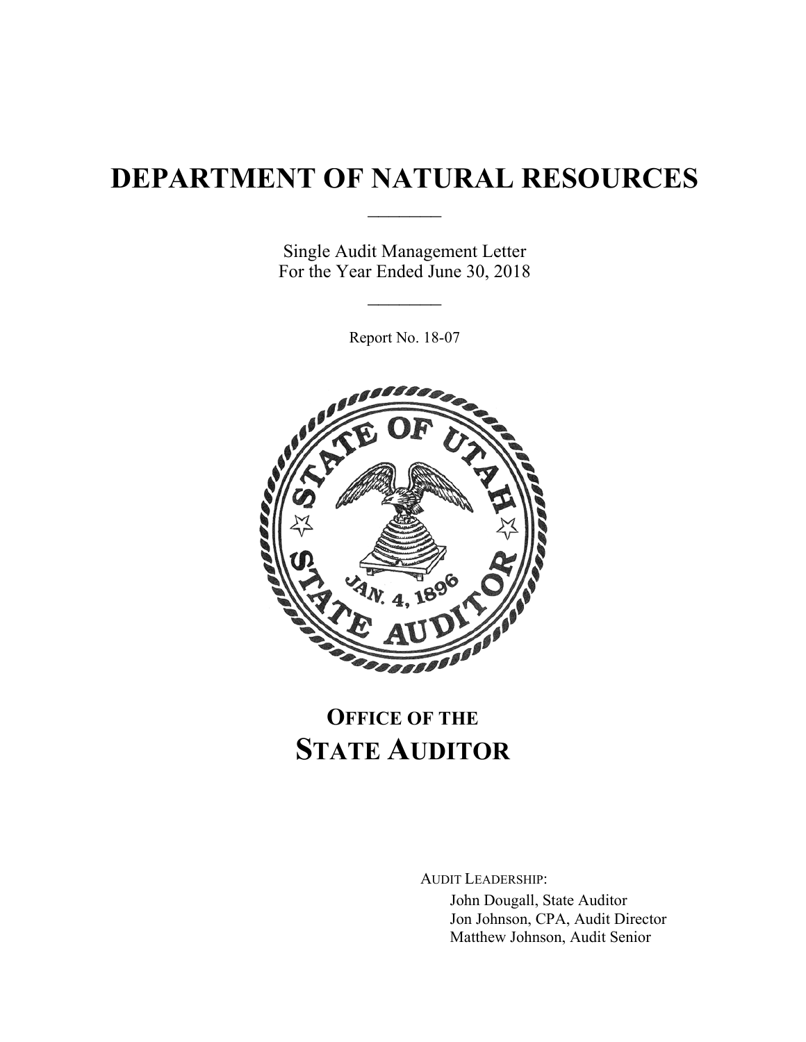# DEPARTMENT OF NATURAL RESOURCES

---

Single Audit Management Letter
For the Year Ended June 30, 2018

---

Report No. 18-07

## OFFICE OF THE STATE AUDITOR

AUDIT LEADERSHIP:

John Dougall, State Auditor
Jon Johnson, CPA, Audit Director
Matthew Johnson, Audit Senior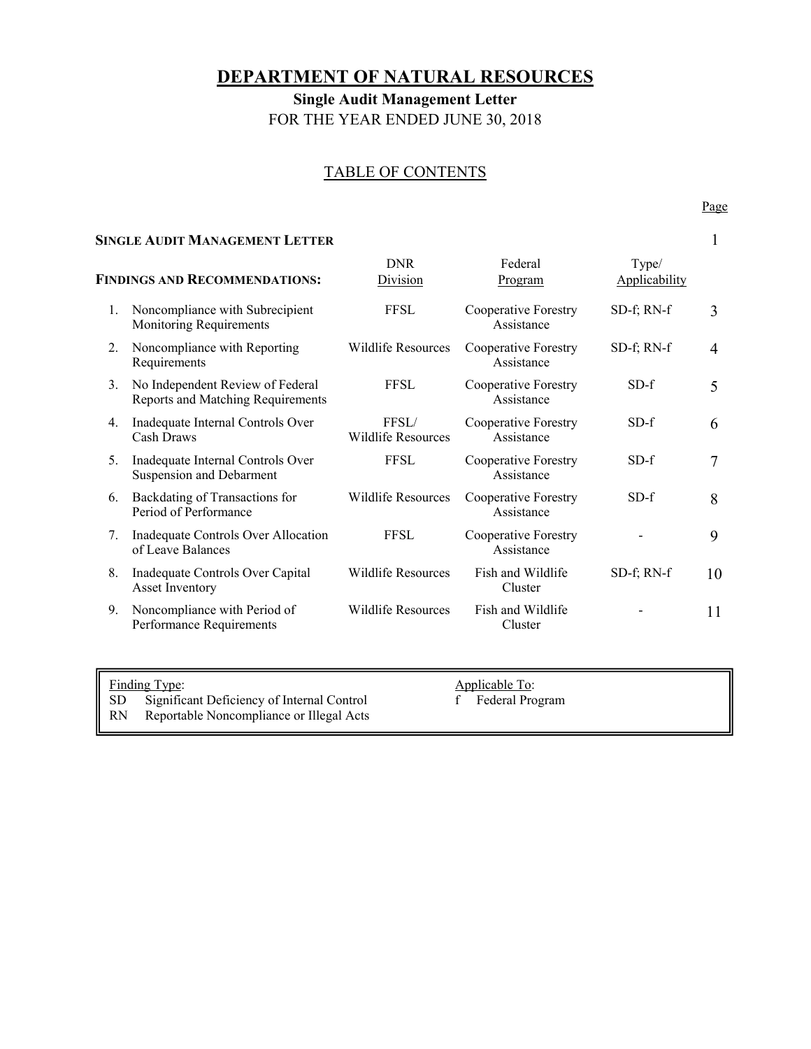# DEPARTMENT OF NATURAL RESOURCES

**Single Audit Management Letter**

FOR THE YEAR ENDED JUNE 30, 2018

## TABLE OF CONTENTS

| | DNR Division | Federal Program | Type/ Applicability | Page |
|---|---|---|---|---|
| **SINGLE AUDIT MANAGEMENT LETTER** | | | | 1 |
| **FINDINGS AND RECOMMENDATIONS:** | | | | |
| 1. Noncompliance with Subrecipient Monitoring Requirements | FFSL | Cooperative Forestry Assistance | SD-f; RN-f | 3 |
| 2. Noncompliance with Reporting Requirements | Wildlife Resources | Cooperative Forestry Assistance | SD-f; RN-f | 4 |
| 3. No Independent Review of Federal Reports and Matching Requirements | FFSL | Cooperative Forestry Assistance | SD-f | 5 |
| 4. Inadequate Internal Controls Over Cash Draws | FFSL/ Wildlife Resources | Cooperative Forestry Assistance | SD-f | 6 |
| 5. Inadequate Internal Controls Over Suspension and Debarment | FFSL | Cooperative Forestry Assistance | SD-f | 7 |
| 6. Backdating of Transactions for Period of Performance | Wildlife Resources | Cooperative Forestry Assistance | SD-f | 8 |
| 7. Inadequate Controls Over Allocation of Leave Balances | FFSL | Cooperative Forestry Assistance | - | 9 |
| 8. Inadequate Controls Over Capital Asset Inventory | Wildlife Resources | Fish and Wildlife Cluster | SD-f; RN-f | 10 |
| 9. Noncompliance with Period of Performance Requirements | Wildlife Resources | Fish and Wildlife Cluster | - | 11 |

| Finding Type: | Applicable To: |
|---|---|
| SD Significant Deficiency of Internal Control | f Federal Program |
| RN Reportable Noncompliance or Illegal Acts | |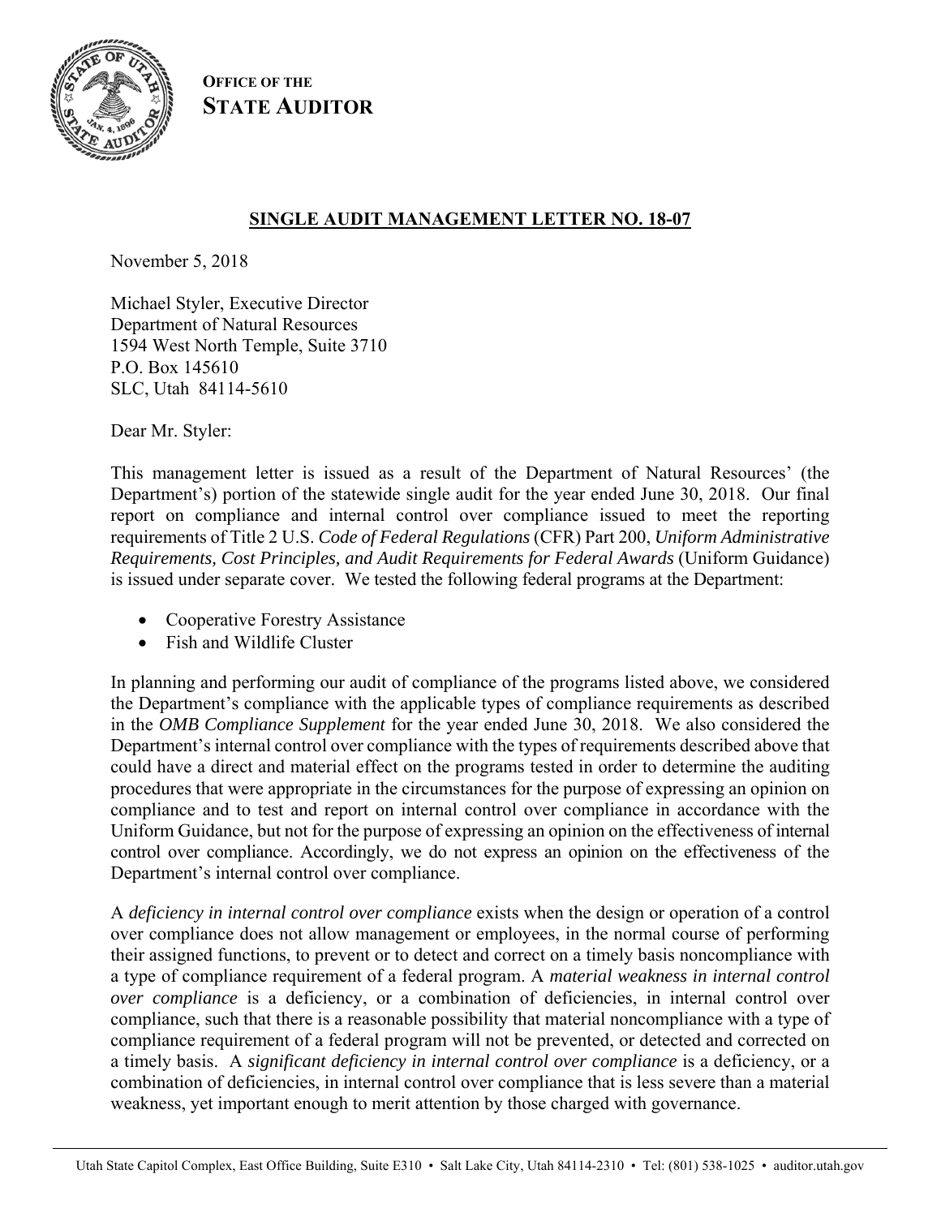**OFFICE OF THE STATE AUDITOR**

## SINGLE AUDIT MANAGEMENT LETTER NO. 18-07

November 5, 2018

Michael Styler, Executive Director
Department of Natural Resources
1594 West North Temple, Suite 3710
P.O. Box 145610
SLC, Utah 84114-5610

Dear Mr. Styler:

This management letter is issued as a result of the Department of Natural Resources' (the Department's) portion of the statewide single audit for the year ended June 30, 2018. Our final report on compliance and internal control over compliance issued to meet the reporting requirements of Title 2 U.S. *Code of Federal Regulations* (CFR) Part 200, *Uniform Administrative Requirements, Cost Principles, and Audit Requirements for Federal Awards* (Uniform Guidance) is issued under separate cover. We tested the following federal programs at the Department:

- Cooperative Forestry Assistance
- Fish and Wildlife Cluster

In planning and performing our audit of compliance of the programs listed above, we considered the Department's compliance with the applicable types of compliance requirements as described in the *OMB Compliance Supplement* for the year ended June 30, 2018. We also considered the Department's internal control over compliance with the types of requirements described above that could have a direct and material effect on the programs tested in order to determine the auditing procedures that were appropriate in the circumstances for the purpose of expressing an opinion on compliance and to test and report on internal control over compliance in accordance with the Uniform Guidance, but not for the purpose of expressing an opinion on the effectiveness of internal control over compliance. Accordingly, we do not express an opinion on the effectiveness of the Department's internal control over compliance.

A *deficiency in internal control over compliance* exists when the design or operation of a control over compliance does not allow management or employees, in the normal course of performing their assigned functions, to prevent or to detect and correct on a timely basis noncompliance with a type of compliance requirement of a federal program. A *material weakness in internal control over compliance* is a deficiency, or a combination of deficiencies, in internal control over compliance, such that there is a reasonable possibility that material noncompliance with a type of compliance requirement of a federal program will not be prevented, or detected and corrected on a timely basis. A *significant deficiency in internal control over compliance* is a deficiency, or a combination of deficiencies, in internal control over compliance that is less severe than a material weakness, yet important enough to merit attention by those charged with governance.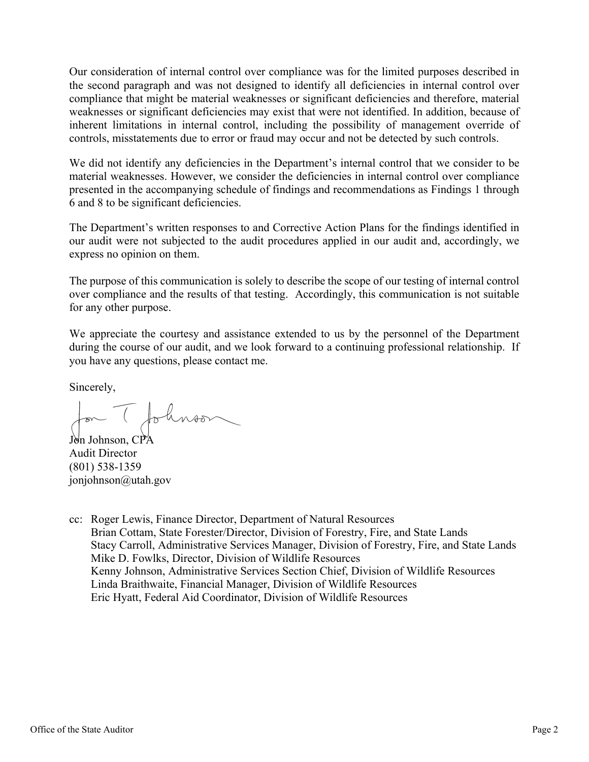Our consideration of internal control over compliance was for the limited purposes described in the second paragraph and was not designed to identify all deficiencies in internal control over compliance that might be material weaknesses or significant deficiencies and therefore, material weaknesses or significant deficiencies may exist that were not identified. In addition, because of inherent limitations in internal control, including the possibility of management override of controls, misstatements due to error or fraud may occur and not be detected by such controls.

We did not identify any deficiencies in the Department's internal control that we consider to be material weaknesses. However, we consider the deficiencies in internal control over compliance presented in the accompanying schedule of findings and recommendations as Findings 1 through 6 and 8 to be significant deficiencies.

The Department's written responses to and Corrective Action Plans for the findings identified in our audit were not subjected to the audit procedures applied in our audit and, accordingly, we express no opinion on them.

The purpose of this communication is solely to describe the scope of our testing of internal control over compliance and the results of that testing. Accordingly, this communication is not suitable for any other purpose.

We appreciate the courtesy and assistance extended to us by the personnel of the Department during the course of our audit, and we look forward to a continuing professional relationship. If you have any questions, please contact me.

Sincerely,

Jon T Johnson

Jon Johnson, CPA
Audit Director
(801) 538-1359
jonjohnson@utah.gov

cc: Roger Lewis, Finance Director, Department of Natural Resources
Brian Cottam, State Forester/Director, Division of Forestry, Fire, and State Lands
Stacy Carroll, Administrative Services Manager, Division of Forestry, Fire, and State Lands
Mike D. Fowlks, Director, Division of Wildlife Resources
Kenny Johnson, Administrative Services Section Chief, Division of Wildlife Resources
Linda Braithwaite, Financial Manager, Division of Wildlife Resources
Eric Hyatt, Federal Aid Coordinator, Division of Wildlife Resources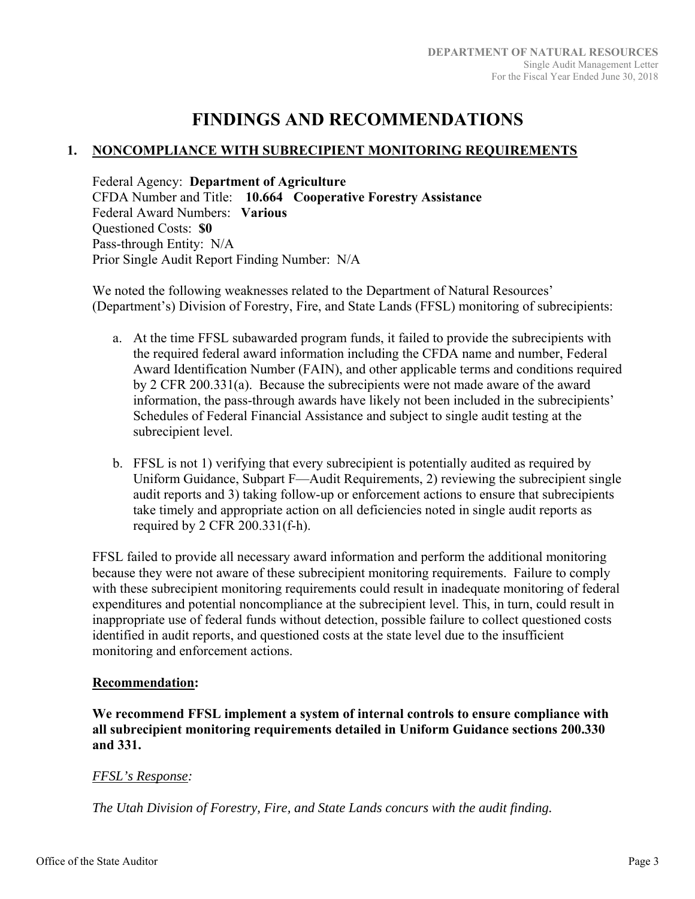# FINDINGS AND RECOMMENDATIONS

## 1. NONCOMPLIANCE WITH SUBRECIPIENT MONITORING REQUIREMENTS

Federal Agency: **Department of Agriculture**
CFDA Number and Title: **10.664 Cooperative Forestry Assistance**
Federal Award Numbers: **Various**
Questioned Costs: **$0**
Pass-through Entity: N/A
Prior Single Audit Report Finding Number: N/A

We noted the following weaknesses related to the Department of Natural Resources' (Department's) Division of Forestry, Fire, and State Lands (FFSL) monitoring of subrecipients:

a. At the time FFSL subawarded program funds, it failed to provide the subrecipients with the required federal award information including the CFDA name and number, Federal Award Identification Number (FAIN), and other applicable terms and conditions required by 2 CFR 200.331(a). Because the subrecipients were not made aware of the award information, the pass-through awards have likely not been included in the subrecipients' Schedules of Federal Financial Assistance and subject to single audit testing at the subrecipient level.

b. FFSL is not 1) verifying that every subrecipient is potentially audited as required by Uniform Guidance, Subpart F—Audit Requirements, 2) reviewing the subrecipient single audit reports and 3) taking follow-up or enforcement actions to ensure that subrecipients take timely and appropriate action on all deficiencies noted in single audit reports as required by 2 CFR 200.331(f-h).

FFSL failed to provide all necessary award information and perform the additional monitoring because they were not aware of these subrecipient monitoring requirements. Failure to comply with these subrecipient monitoring requirements could result in inadequate monitoring of federal expenditures and potential noncompliance at the subrecipient level. This, in turn, could result in inappropriate use of federal funds without detection, possible failure to collect questioned costs identified in audit reports, and questioned costs at the state level due to the insufficient monitoring and enforcement actions.

**Recommendation:**

**We recommend FFSL implement a system of internal controls to ensure compliance with all subrecipient monitoring requirements detailed in Uniform Guidance sections 200.330 and 331.**

*FFSL's Response:*

*The Utah Division of Forestry, Fire, and State Lands concurs with the audit finding.*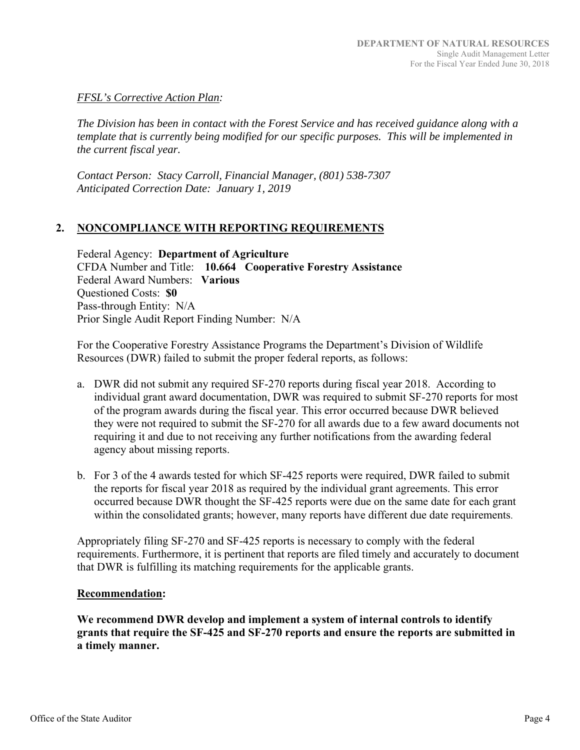*FFSL's Corrective Action Plan:*

*The Division has been in contact with the Forest Service and has received guidance along with a template that is currently being modified for our specific purposes. This will be implemented in the current fiscal year.*

*Contact Person: Stacy Carroll, Financial Manager, (801) 538-7307*
*Anticipated Correction Date: January 1, 2019*

## 2. NONCOMPLIANCE WITH REPORTING REQUIREMENTS

Federal Agency: **Department of Agriculture**
CFDA Number and Title: **10.664 Cooperative Forestry Assistance**
Federal Award Numbers: **Various**
Questioned Costs: **$0**
Pass-through Entity: N/A
Prior Single Audit Report Finding Number: N/A

For the Cooperative Forestry Assistance Programs the Department's Division of Wildlife Resources (DWR) failed to submit the proper federal reports, as follows:

a. DWR did not submit any required SF-270 reports during fiscal year 2018. According to individual grant award documentation, DWR was required to submit SF-270 reports for most of the program awards during the fiscal year. This error occurred because DWR believed they were not required to submit the SF-270 for all awards due to a few award documents not requiring it and due to not receiving any further notifications from the awarding federal agency about missing reports.

b. For 3 of the 4 awards tested for which SF-425 reports were required, DWR failed to submit the reports for fiscal year 2018 as required by the individual grant agreements. This error occurred because DWR thought the SF-425 reports were due on the same date for each grant within the consolidated grants; however, many reports have different due date requirements.

Appropriately filing SF-270 and SF-425 reports is necessary to comply with the federal requirements. Furthermore, it is pertinent that reports are filed timely and accurately to document that DWR is fulfilling its matching requirements for the applicable grants.

**Recommendation:**

**We recommend DWR develop and implement a system of internal controls to identify grants that require the SF-425 and SF-270 reports and ensure the reports are submitted in a timely manner.**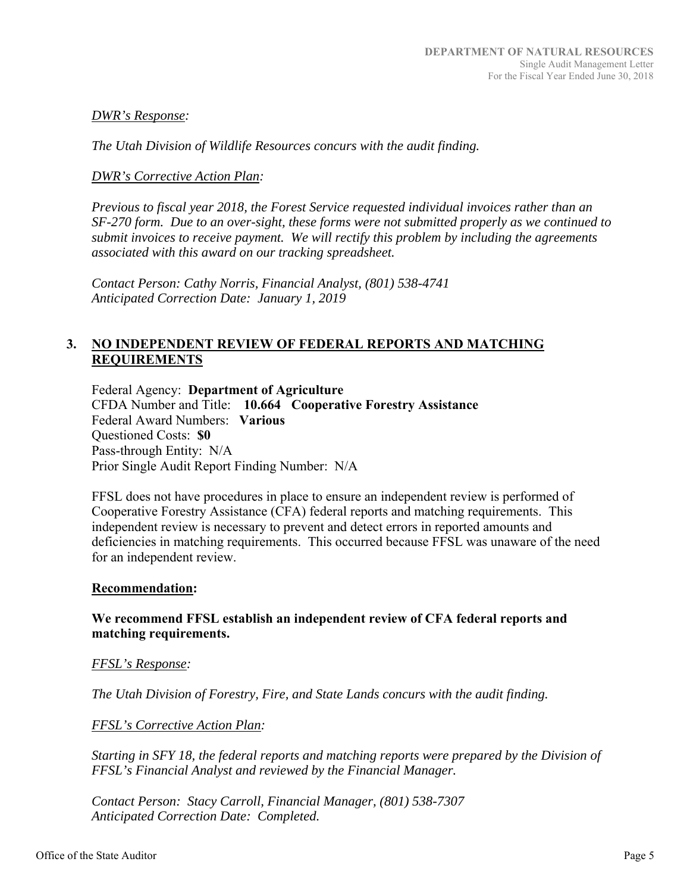*DWR's Response:*

*The Utah Division of Wildlife Resources concurs with the audit finding.*

*DWR's Corrective Action Plan:*

*Previous to fiscal year 2018, the Forest Service requested individual invoices rather than an SF-270 form. Due to an over-sight, these forms were not submitted properly as we continued to submit invoices to receive payment. We will rectify this problem by including the agreements associated with this award on our tracking spreadsheet.*

*Contact Person: Cathy Norris, Financial Analyst, (801) 538-4741*
*Anticipated Correction Date: January 1, 2019*

## 3. NO INDEPENDENT REVIEW OF FEDERAL REPORTS AND MATCHING REQUIREMENTS

Federal Agency: **Department of Agriculture**
CFDA Number and Title: **10.664 Cooperative Forestry Assistance**
Federal Award Numbers: **Various**
Questioned Costs: **$0**
Pass-through Entity: N/A
Prior Single Audit Report Finding Number: N/A

FFSL does not have procedures in place to ensure an independent review is performed of Cooperative Forestry Assistance (CFA) federal reports and matching requirements. This independent review is necessary to prevent and detect errors in reported amounts and deficiencies in matching requirements. This occurred because FFSL was unaware of the need for an independent review.

**Recommendation:**

**We recommend FFSL establish an independent review of CFA federal reports and matching requirements.**

*FFSL's Response:*

*The Utah Division of Forestry, Fire, and State Lands concurs with the audit finding.*

*FFSL's Corrective Action Plan:*

*Starting in SFY 18, the federal reports and matching reports were prepared by the Division of FFSL's Financial Analyst and reviewed by the Financial Manager.*

*Contact Person: Stacy Carroll, Financial Manager, (801) 538-7307*
*Anticipated Correction Date: Completed.*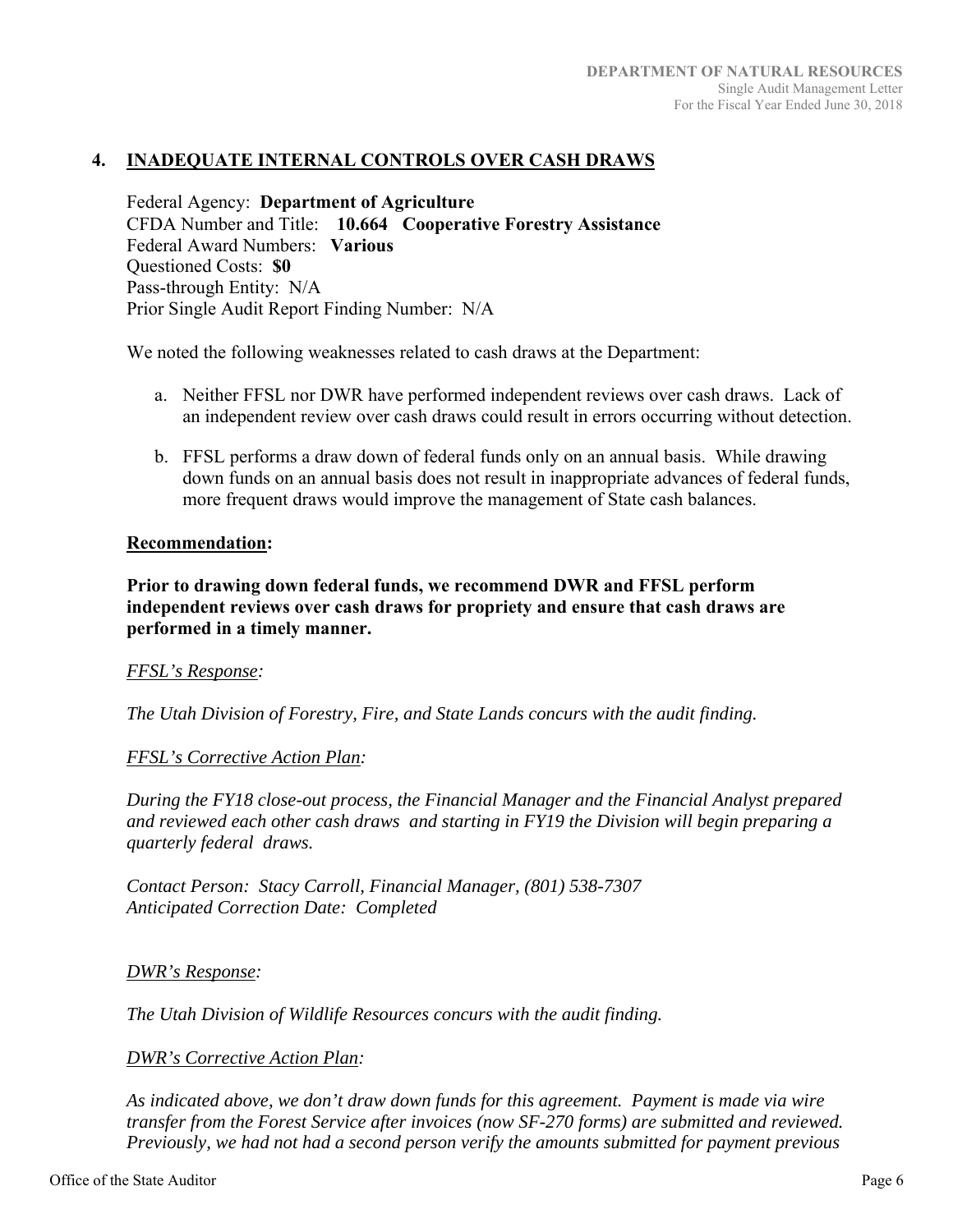## 4. INADEQUATE INTERNAL CONTROLS OVER CASH DRAWS

Federal Agency: **Department of Agriculture**
CFDA Number and Title: **10.664 Cooperative Forestry Assistance**
Federal Award Numbers: **Various**
Questioned Costs: **$0**
Pass-through Entity: N/A
Prior Single Audit Report Finding Number: N/A

We noted the following weaknesses related to cash draws at the Department:

a. Neither FFSL nor DWR have performed independent reviews over cash draws. Lack of an independent review over cash draws could result in errors occurring without detection.

b. FFSL performs a draw down of federal funds only on an annual basis. While drawing down funds on an annual basis does not result in inappropriate advances of federal funds, more frequent draws would improve the management of State cash balances.

**Recommendation:**

**Prior to drawing down federal funds, we recommend DWR and FFSL perform independent reviews over cash draws for propriety and ensure that cash draws are performed in a timely manner.**

*FFSL's Response:*

*The Utah Division of Forestry, Fire, and State Lands concurs with the audit finding.*

*FFSL's Corrective Action Plan:*

*During the FY18 close-out process, the Financial Manager and the Financial Analyst prepared and reviewed each other cash draws and starting in FY19 the Division will begin preparing a quarterly federal draws.*

*Contact Person: Stacy Carroll, Financial Manager, (801) 538-7307*
*Anticipated Correction Date: Completed*

*DWR's Response:*

*The Utah Division of Wildlife Resources concurs with the audit finding.*

*DWR's Corrective Action Plan:*

*As indicated above, we don't draw down funds for this agreement. Payment is made via wire transfer from the Forest Service after invoices (now SF-270 forms) are submitted and reviewed. Previously, we had not had a second person verify the amounts submitted for payment previous*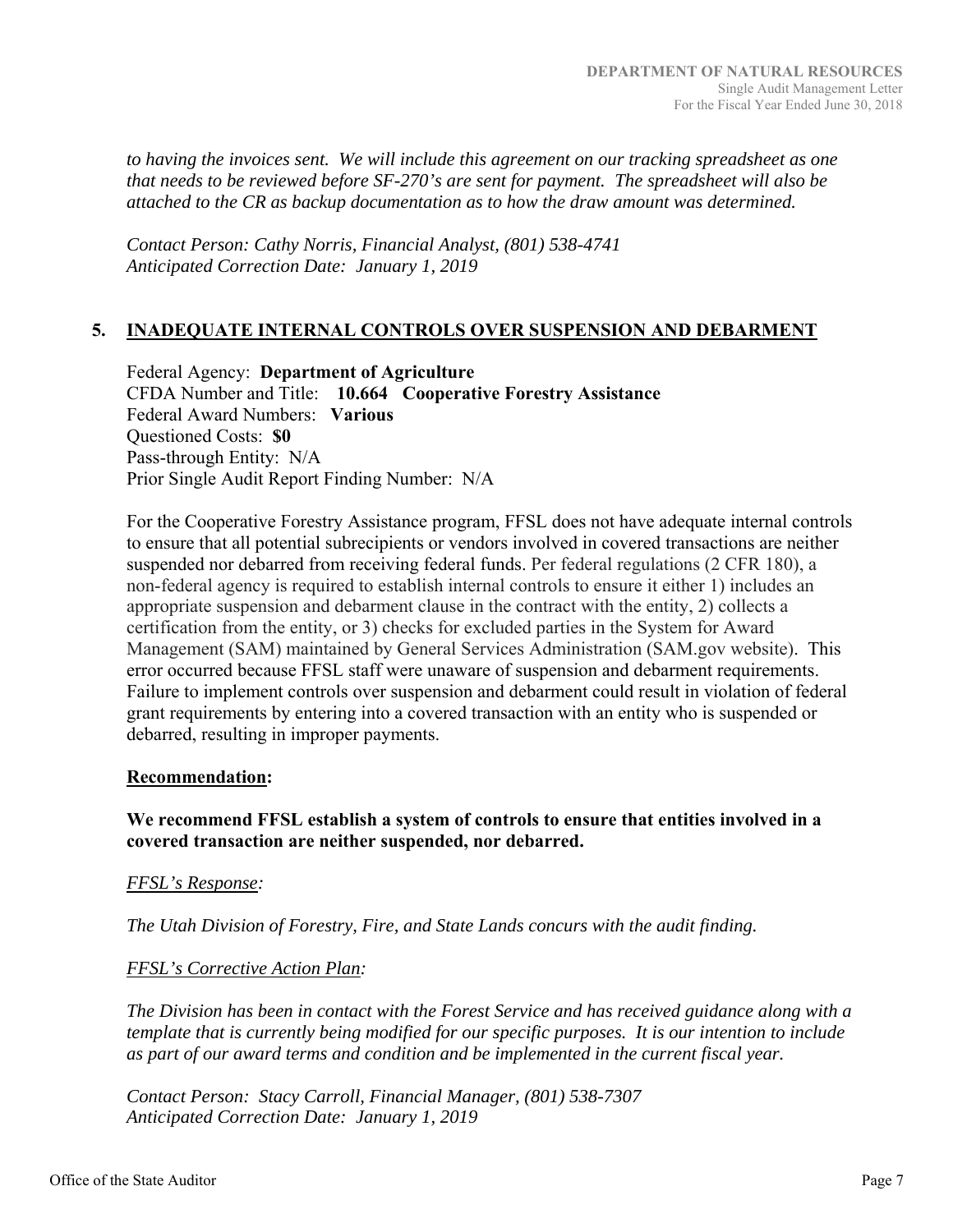*to having the invoices sent. We will include this agreement on our tracking spreadsheet as one that needs to be reviewed before SF-270's are sent for payment. The spreadsheet will also be attached to the CR as backup documentation as to how the draw amount was determined.*

*Contact Person: Cathy Norris, Financial Analyst, (801) 538-4741*
*Anticipated Correction Date: January 1, 2019*

## 5. INADEQUATE INTERNAL CONTROLS OVER SUSPENSION AND DEBARMENT

Federal Agency: **Department of Agriculture**
CFDA Number and Title: **10.664 Cooperative Forestry Assistance**
Federal Award Numbers: **Various**
Questioned Costs: **$0**
Pass-through Entity: N/A
Prior Single Audit Report Finding Number: N/A

For the Cooperative Forestry Assistance program, FFSL does not have adequate internal controls to ensure that all potential subrecipients or vendors involved in covered transactions are neither suspended nor debarred from receiving federal funds. Per federal regulations (2 CFR 180), a non-federal agency is required to establish internal controls to ensure it either 1) includes an appropriate suspension and debarment clause in the contract with the entity, 2) collects a certification from the entity, or 3) checks for excluded parties in the System for Award Management (SAM) maintained by General Services Administration (SAM.gov website). This error occurred because FFSL staff were unaware of suspension and debarment requirements. Failure to implement controls over suspension and debarment could result in violation of federal grant requirements by entering into a covered transaction with an entity who is suspended or debarred, resulting in improper payments.

**Recommendation:**

**We recommend FFSL establish a system of controls to ensure that entities involved in a covered transaction are neither suspended, nor debarred.**

*FFSL's Response:*

*The Utah Division of Forestry, Fire, and State Lands concurs with the audit finding.*

*FFSL's Corrective Action Plan:*

*The Division has been in contact with the Forest Service and has received guidance along with a template that is currently being modified for our specific purposes. It is our intention to include as part of our award terms and condition and be implemented in the current fiscal year.*

*Contact Person: Stacy Carroll, Financial Manager, (801) 538-7307*
*Anticipated Correction Date: January 1, 2019*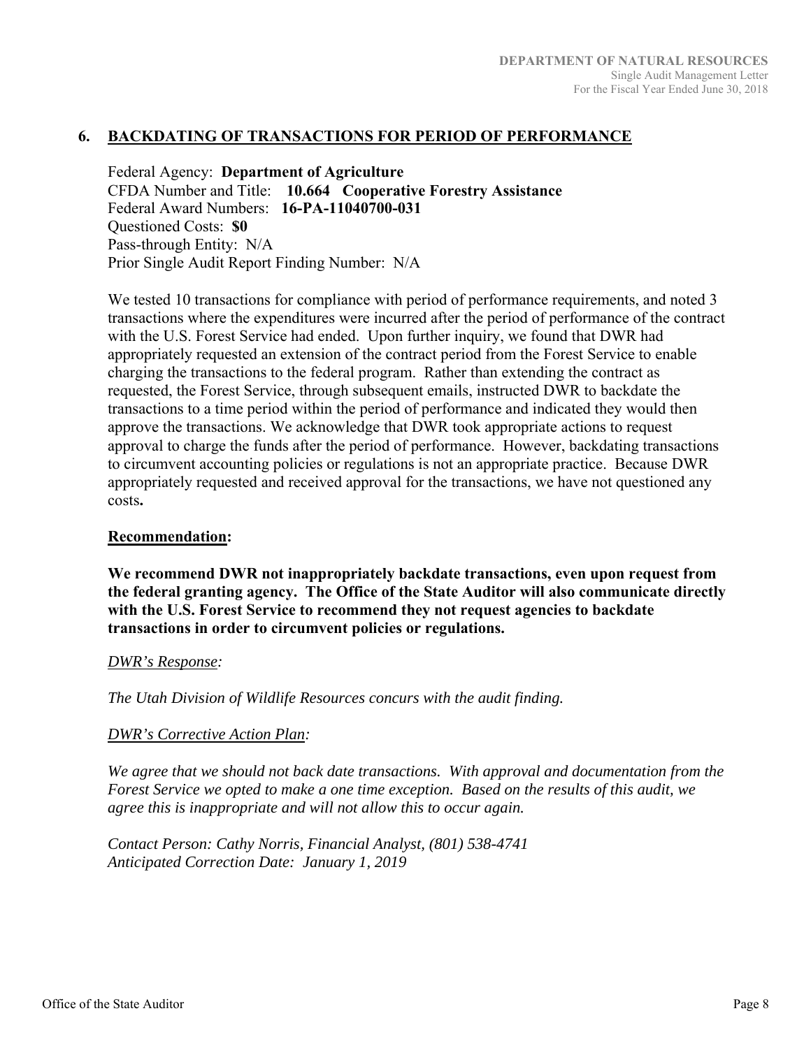## 6. BACKDATING OF TRANSACTIONS FOR PERIOD OF PERFORMANCE

Federal Agency: **Department of Agriculture**
CFDA Number and Title: **10.664 Cooperative Forestry Assistance**
Federal Award Numbers: **16-PA-11040700-031**
Questioned Costs: **$0**
Pass-through Entity: N/A
Prior Single Audit Report Finding Number: N/A

We tested 10 transactions for compliance with period of performance requirements, and noted 3 transactions where the expenditures were incurred after the period of performance of the contract with the U.S. Forest Service had ended. Upon further inquiry, we found that DWR had appropriately requested an extension of the contract period from the Forest Service to enable charging the transactions to the federal program. Rather than extending the contract as requested, the Forest Service, through subsequent emails, instructed DWR to backdate the transactions to a time period within the period of performance and indicated they would then approve the transactions. We acknowledge that DWR took appropriate actions to request approval to charge the funds after the period of performance. However, backdating transactions to circumvent accounting policies or regulations is not an appropriate practice. Because DWR appropriately requested and received approval for the transactions, we have not questioned any costs**.**

**Recommendation:**

**We recommend DWR not inappropriately backdate transactions, even upon request from the federal granting agency. The Office of the State Auditor will also communicate directly with the U.S. Forest Service to recommend they not request agencies to backdate transactions in order to circumvent policies or regulations.**

*DWR's Response:*

*The Utah Division of Wildlife Resources concurs with the audit finding.*

*DWR's Corrective Action Plan:*

*We agree that we should not back date transactions. With approval and documentation from the Forest Service we opted to make a one time exception. Based on the results of this audit, we agree this is inappropriate and will not allow this to occur again.*

*Contact Person: Cathy Norris, Financial Analyst, (801) 538-4741*
*Anticipated Correction Date: January 1, 2019*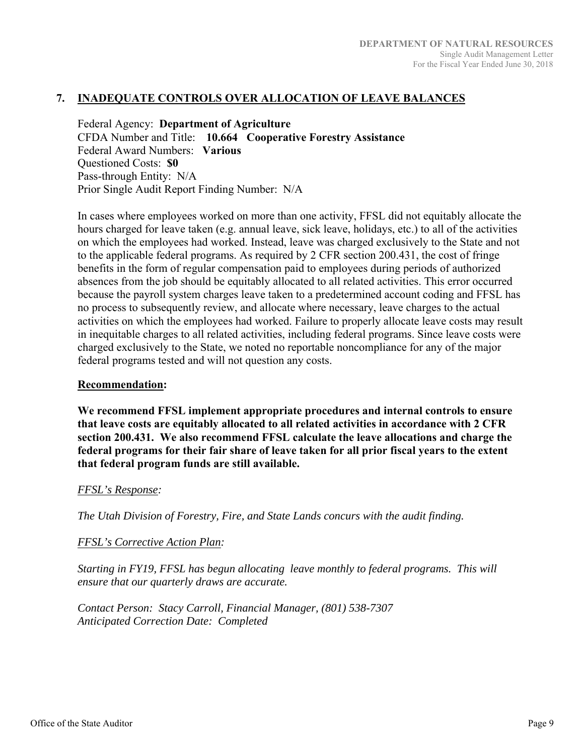## 7. INADEQUATE CONTROLS OVER ALLOCATION OF LEAVE BALANCES

Federal Agency: **Department of Agriculture**
CFDA Number and Title: **10.664 Cooperative Forestry Assistance**
Federal Award Numbers: **Various**
Questioned Costs: **$0**
Pass-through Entity: N/A
Prior Single Audit Report Finding Number: N/A

In cases where employees worked on more than one activity, FFSL did not equitably allocate the hours charged for leave taken (e.g. annual leave, sick leave, holidays, etc.) to all of the activities on which the employees had worked. Instead, leave was charged exclusively to the State and not to the applicable federal programs. As required by 2 CFR section 200.431, the cost of fringe benefits in the form of regular compensation paid to employees during periods of authorized absences from the job should be equitably allocated to all related activities. This error occurred because the payroll system charges leave taken to a predetermined account coding and FFSL has no process to subsequently review, and allocate where necessary, leave charges to the actual activities on which the employees had worked. Failure to properly allocate leave costs may result in inequitable charges to all related activities, including federal programs. Since leave costs were charged exclusively to the State, we noted no reportable noncompliance for any of the major federal programs tested and will not question any costs.

**Recommendation:**

**We recommend FFSL implement appropriate procedures and internal controls to ensure that leave costs are equitably allocated to all related activities in accordance with 2 CFR section 200.431. We also recommend FFSL calculate the leave allocations and charge the federal programs for their fair share of leave taken for all prior fiscal years to the extent that federal program funds are still available.**

*FFSL's Response:*

*The Utah Division of Forestry, Fire, and State Lands concurs with the audit finding.*

*FFSL's Corrective Action Plan:*

*Starting in FY19, FFSL has begun allocating leave monthly to federal programs. This will ensure that our quarterly draws are accurate.*

*Contact Person: Stacy Carroll, Financial Manager, (801) 538-7307*
*Anticipated Correction Date: Completed*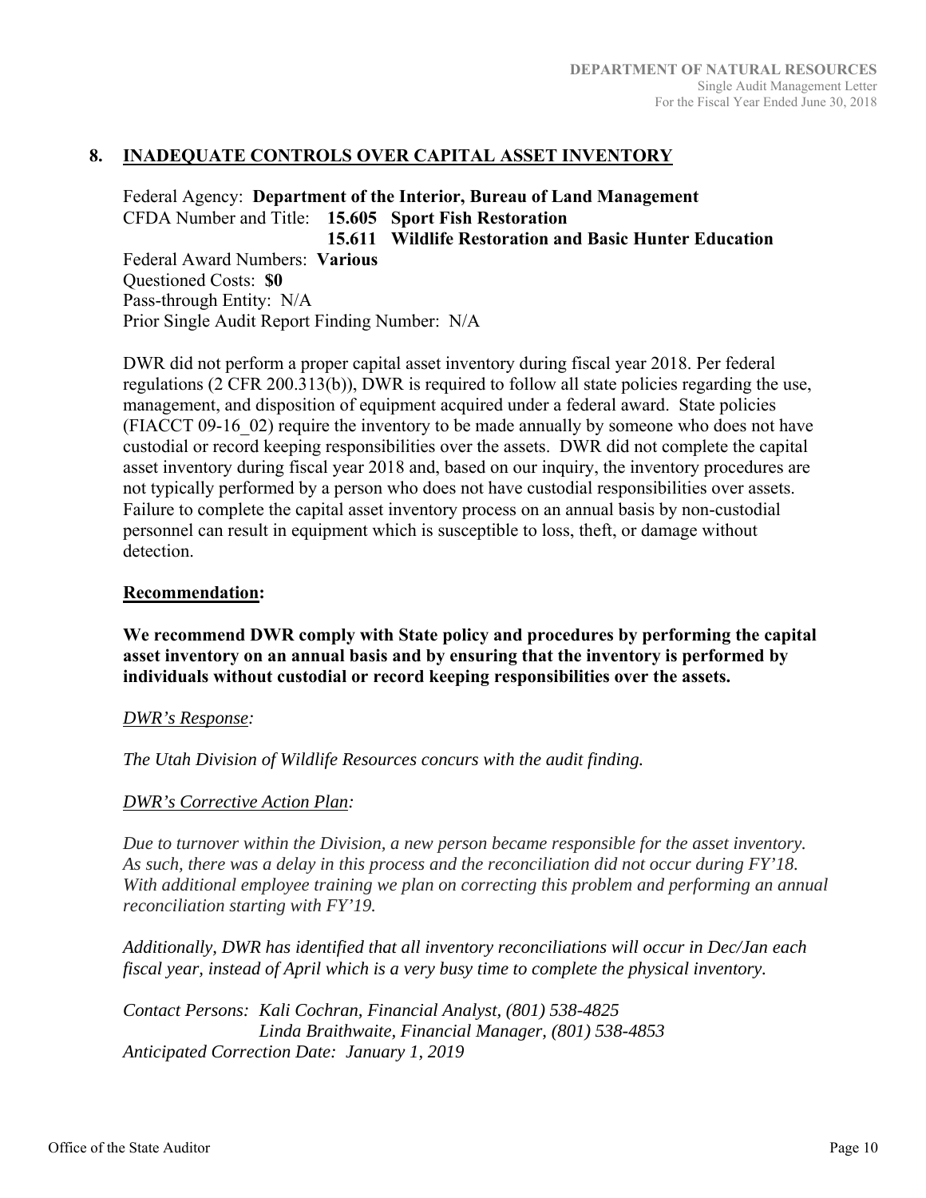## 8. INADEQUATE CONTROLS OVER CAPITAL ASSET INVENTORY

Federal Agency: **Department of the Interior, Bureau of Land Management**
CFDA Number and Title: **15.605 Sport Fish Restoration**
**15.611 Wildlife Restoration and Basic Hunter Education**
Federal Award Numbers: **Various**
Questioned Costs: **$0**
Pass-through Entity: N/A
Prior Single Audit Report Finding Number: N/A

DWR did not perform a proper capital asset inventory during fiscal year 2018. Per federal regulations (2 CFR 200.313(b)), DWR is required to follow all state policies regarding the use, management, and disposition of equipment acquired under a federal award. State policies (FIACCT 09-16_02) require the inventory to be made annually by someone who does not have custodial or record keeping responsibilities over the assets. DWR did not complete the capital asset inventory during fiscal year 2018 and, based on our inquiry, the inventory procedures are not typically performed by a person who does not have custodial responsibilities over assets. Failure to complete the capital asset inventory process on an annual basis by non-custodial personnel can result in equipment which is susceptible to loss, theft, or damage without detection.

**Recommendation:**

**We recommend DWR comply with State policy and procedures by performing the capital asset inventory on an annual basis and by ensuring that the inventory is performed by individuals without custodial or record keeping responsibilities over the assets.**

*DWR's Response:*

*The Utah Division of Wildlife Resources concurs with the audit finding.*

*DWR's Corrective Action Plan:*

*Due to turnover within the Division, a new person became responsible for the asset inventory. As such, there was a delay in this process and the reconciliation did not occur during FY'18. With additional employee training we plan on correcting this problem and performing an annual reconciliation starting with FY'19.*

*Additionally, DWR has identified that all inventory reconciliations will occur in Dec/Jan each fiscal year, instead of April which is a very busy time to complete the physical inventory.*

*Contact Persons: Kali Cochran, Financial Analyst, (801) 538-4825*
*Linda Braithwaite, Financial Manager, (801) 538-4853*
*Anticipated Correction Date: January 1, 2019*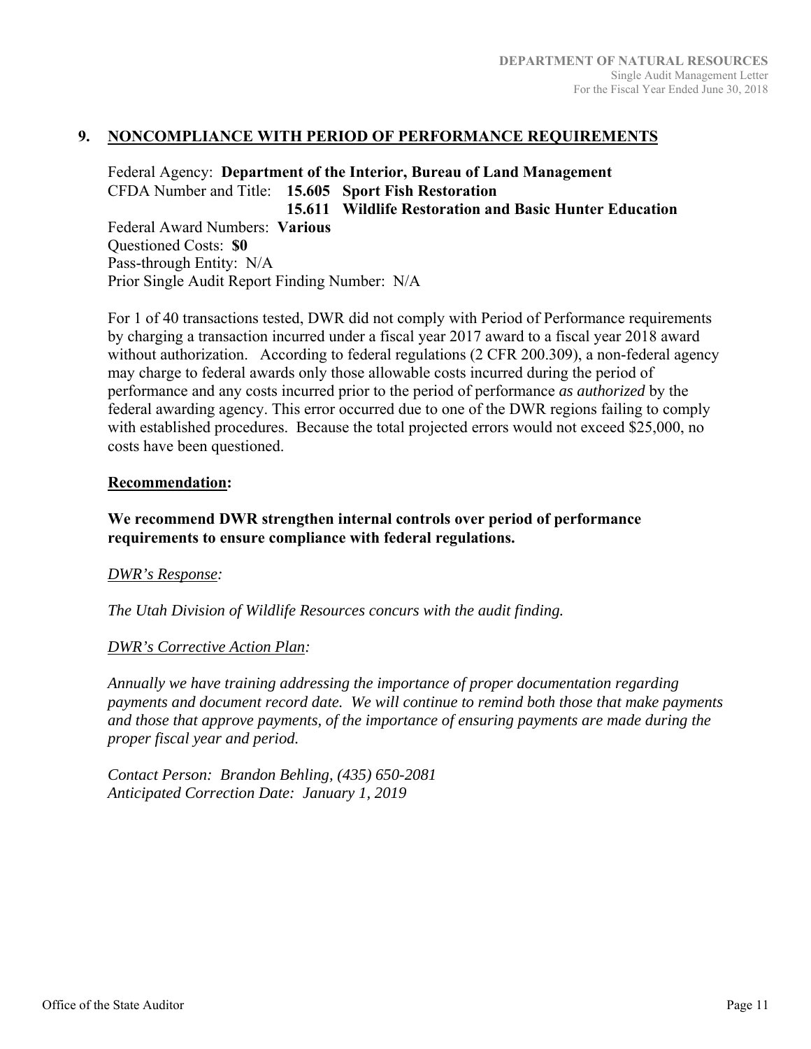## 9. NONCOMPLIANCE WITH PERIOD OF PERFORMANCE REQUIREMENTS

Federal Agency: **Department of the Interior, Bureau of Land Management**
CFDA Number and Title: **15.605 Sport Fish Restoration**
**15.611 Wildlife Restoration and Basic Hunter Education**
Federal Award Numbers: **Various**
Questioned Costs: **$0**
Pass-through Entity: N/A
Prior Single Audit Report Finding Number: N/A

For 1 of 40 transactions tested, DWR did not comply with Period of Performance requirements by charging a transaction incurred under a fiscal year 2017 award to a fiscal year 2018 award without authorization. According to federal regulations (2 CFR 200.309), a non-federal agency may charge to federal awards only those allowable costs incurred during the period of performance and any costs incurred prior to the period of performance *as authorized* by the federal awarding agency. This error occurred due to one of the DWR regions failing to comply with established procedures. Because the total projected errors would not exceed $25,000, no costs have been questioned.

**Recommendation:**

**We recommend DWR strengthen internal controls over period of performance requirements to ensure compliance with federal regulations.**

*DWR's Response:*

*The Utah Division of Wildlife Resources concurs with the audit finding.*

*DWR's Corrective Action Plan:*

*Annually we have training addressing the importance of proper documentation regarding payments and document record date. We will continue to remind both those that make payments and those that approve payments, of the importance of ensuring payments are made during the proper fiscal year and period.*

*Contact Person: Brandon Behling, (435) 650-2081*
*Anticipated Correction Date: January 1, 2019*